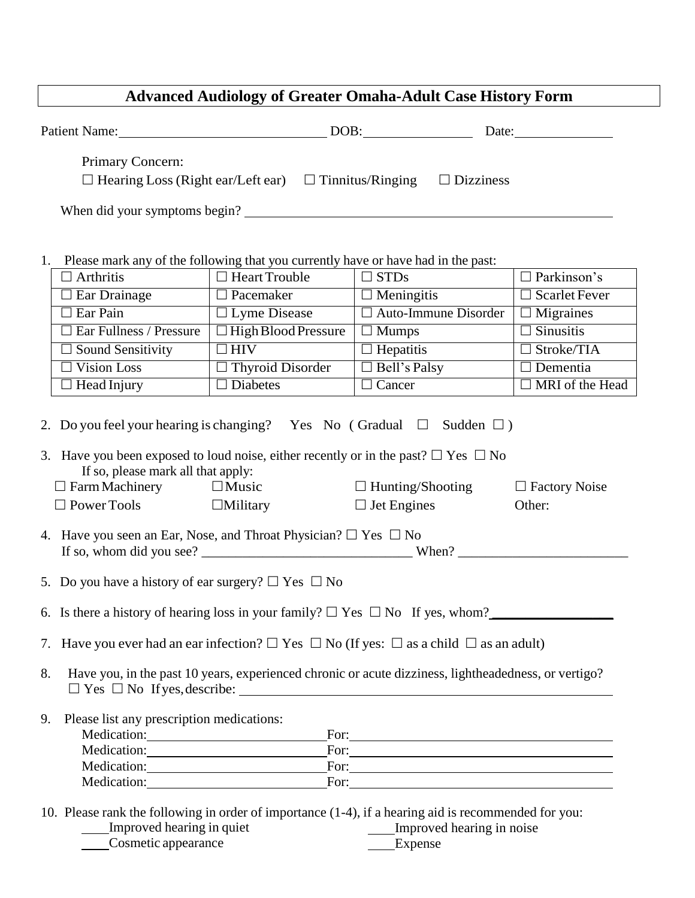# Advanced Audiology of Greater Omaha-Adult Case History Form

Patient Name:______________________________ DOB:________________ Date:______________

Primary Concern:

☐ Hearing Loss (Right ear/Left ear) ☐ Tinnitus/Ringing ☐ Dizziness

When did your symptoms begin? ____________________________________________________

1. Please mark any of the following that you currently have or have had in the past:

| | | | |
|---|---|---|---|
| ☐ Arthritis | ☐ Heart Trouble | ☐ STDs | ☐ Parkinson's |
| ☐ Ear Drainage | ☐ Pacemaker | ☐ Meningitis | ☐ Scarlet Fever |
| ☐ Ear Pain | ☐ Lyme Disease | ☐ Auto-Immune Disorder | ☐ Migraines |
| ☐ Ear Fullness / Pressure | ☐ High Blood Pressure | ☐ Mumps | ☐ Sinusitis |
| ☐ Sound Sensitivity | ☐ HIV | ☐ Hepatitis | ☐ Stroke/TIA |
| ☐ Vision Loss | ☐ Thyroid Disorder | ☐ Bell's Palsy | ☐ Dementia |
| ☐ Head Injury | ☐ Diabetes | ☐ Cancer | ☐ MRI of the Head |

2. Do you feel your hearing is changing? Yes No ( Gradual ☐ Sudden ☐ )

3. Have you been exposed to loud noise, either recently or in the past? ☐ Yes ☐ No
   If so, please mark all that apply:

   ☐ Farm Machinery ☐ Music ☐ Hunting/Shooting ☐ Factory Noise
   ☐ Power Tools ☐ Military ☐ Jet Engines Other:

4. Have you seen an Ear, Nose, and Throat Physician? ☐ Yes ☐ No
   If so, whom did you see? _______________________________ When? ________________________

5. Do you have a history of ear surgery? ☐ Yes ☐ No

6. Is there a history of hearing loss in your family? ☐ Yes ☐ No If yes, whom?_________________

7. Have you ever had an ear infection? ☐ Yes ☐ No (If yes: ☐ as a child ☐ as an adult)

8. Have you, in the past 10 years, experienced chronic or acute dizziness, lightheadedness, or vertigo?
   ☐ Yes ☐ No If yes, describe: ____________________________________________________

9. Please list any prescription medications:
   Medication:__________________________ For:________________________________________
   Medication:__________________________ For:________________________________________
   Medication:__________________________ For:________________________________________
   Medication:__________________________ For:________________________________________

10. Please rank the following in order of importance (1-4), if a hearing aid is recommended for you:
    ____Improved hearing in quiet ____Improved hearing in noise
    ____Cosmetic appearance ____Expense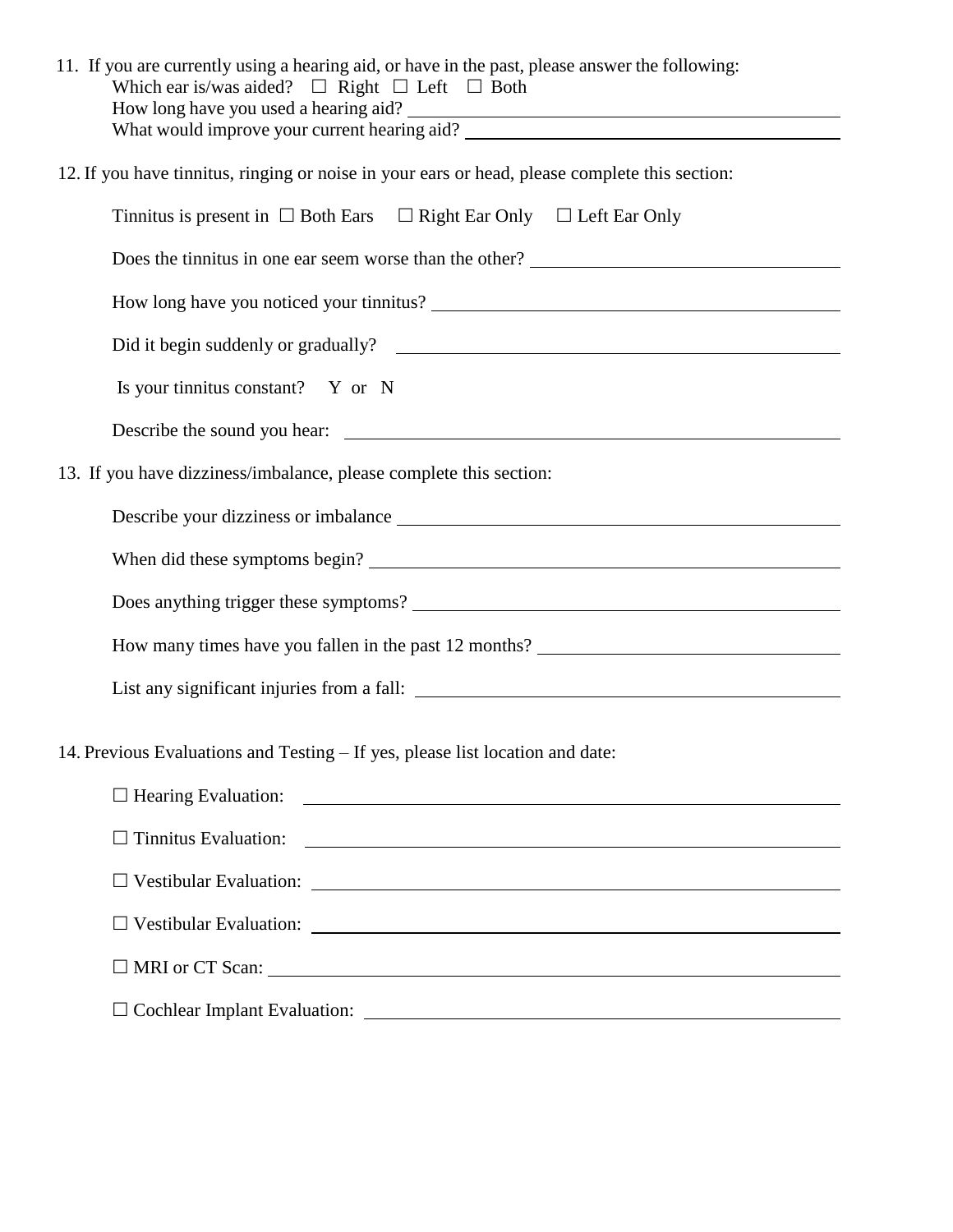11. If you are currently using a hearing aid, or have in the past, please answer the following:
    Which ear is/was aided? ☐ Right ☐ Left ☐ Both
    How long have you used a hearing aid? ____________________
    What would improve your current hearing aid? ____________________

12. If you have tinnitus, ringing or noise in your ears or head, please complete this section:

    Tinnitus is present in ☐ Both Ears ☐ Right Ear Only ☐ Left Ear Only

    Does the tinnitus in one ear seem worse than the other? ____________________

    How long have you noticed your tinnitus? ____________________

    Did it begin suddenly or gradually? ____________________

    Is your tinnitus constant? Y or N

    Describe the sound you hear: ____________________

13. If you have dizziness/imbalance, please complete this section:

    Describe your dizziness or imbalance ____________________

    When did these symptoms begin? ____________________

    Does anything trigger these symptoms? ____________________

    How many times have you fallen in the past 12 months? ____________________

    List any significant injuries from a fall: ____________________

14. Previous Evaluations and Testing – If yes, please list location and date:

    ☐ Hearing Evaluation: ____________________

    ☐ Tinnitus Evaluation: ____________________

    ☐ Vestibular Evaluation: ____________________

    ☐ Vestibular Evaluation: ____________________

    ☐ MRI or CT Scan: ____________________

    ☐ Cochlear Implant Evaluation: ____________________